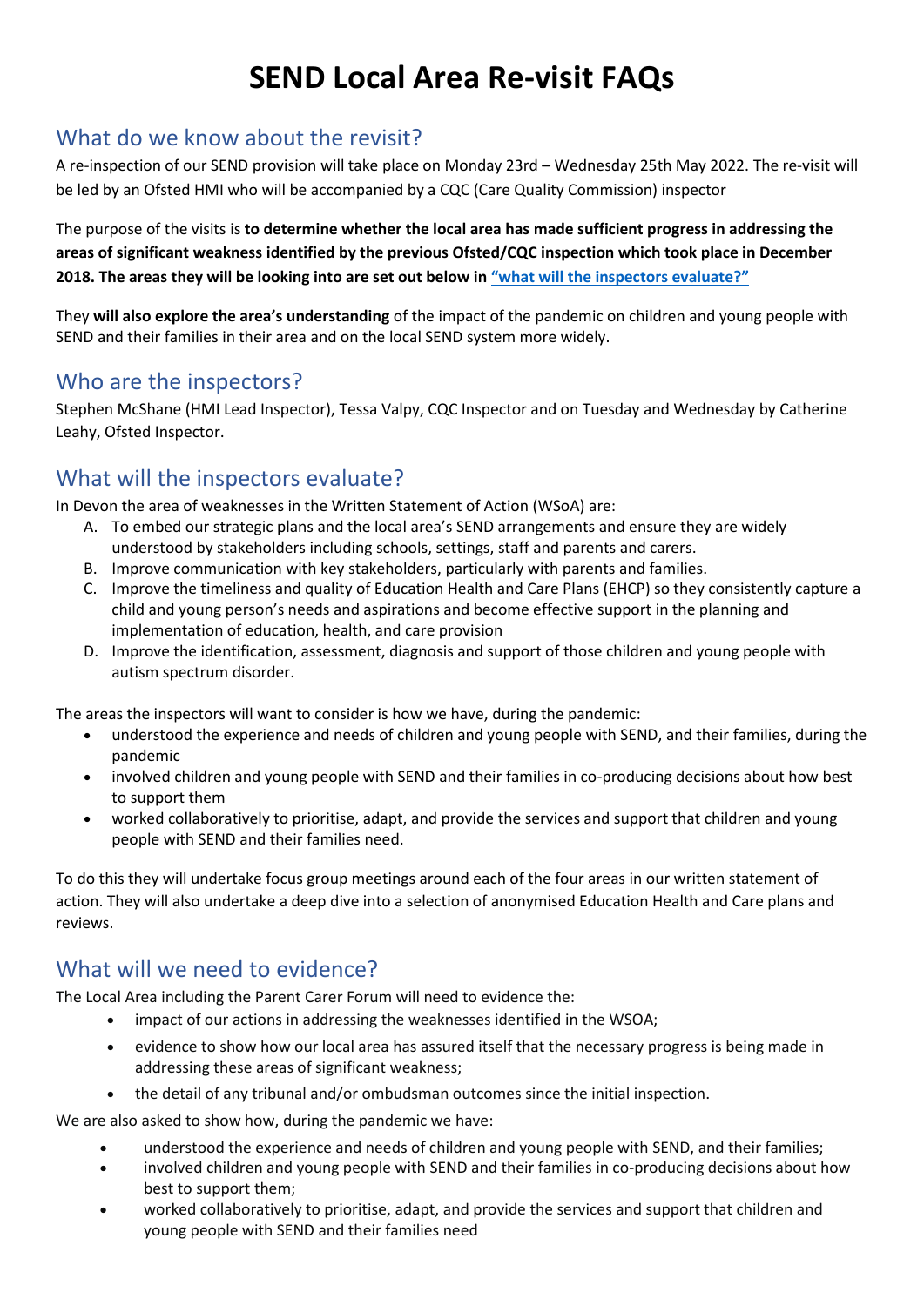# SEND Local Area Re-visit FAQs

## What do we know about the revisit?

A re-inspection of our SEND provision will take place on Monday 23rd – Wednesday 25th May 2022. The re-visit will be led by an Ofsted HMI who will be accompanied by a CQC (Care Quality Commission) inspector

The purpose of the visits is **to determine whether the local area has made sufficient progress in addressing the areas of significant weakness identified by the previous Ofsted/CQC inspection which took place in December 2018. The areas they will be looking into are set out below in ["what will the inspectors evaluate?"](#what-will-the-inspectors-evaluate)**

They **will also explore the area's understanding** of the impact of the pandemic on children and young people with SEND and their families in their area and on the local SEND system more widely.

## Who are the inspectors?

Stephen McShane (HMI Lead Inspector), Tessa Valpy, CQC Inspector and on Tuesday and Wednesday by Catherine Leahy, Ofsted Inspector.

## What will the inspectors evaluate?

In Devon the area of weaknesses in the Written Statement of Action (WSoA) are:

A. To embed our strategic plans and the local area's SEND arrangements and ensure they are widely understood by stakeholders including schools, settings, staff and parents and carers.
B. Improve communication with key stakeholders, particularly with parents and families.
C. Improve the timeliness and quality of Education Health and Care Plans (EHCP) so they consistently capture a child and young person's needs and aspirations and become effective support in the planning and implementation of education, health, and care provision
D. Improve the identification, assessment, diagnosis and support of those children and young people with autism spectrum disorder.

The areas the inspectors will want to consider is how we have, during the pandemic:

- understood the experience and needs of children and young people with SEND, and their families, during the pandemic
- involved children and young people with SEND and their families in co-producing decisions about how best to support them
- worked collaboratively to prioritise, adapt, and provide the services and support that children and young people with SEND and their families need.

To do this they will undertake focus group meetings around each of the four areas in our written statement of action. They will also undertake a deep dive into a selection of anonymised Education Health and Care plans and reviews.

## What will we need to evidence?

The Local Area including the Parent Carer Forum will need to evidence the:

- impact of our actions in addressing the weaknesses identified in the WSOA;
- evidence to show how our local area has assured itself that the necessary progress is being made in addressing these areas of significant weakness;
- the detail of any tribunal and/or ombudsman outcomes since the initial inspection.

We are also asked to show how, during the pandemic we have:

- understood the experience and needs of children and young people with SEND, and their families;
- involved children and young people with SEND and their families in co-producing decisions about how best to support them;
- worked collaboratively to prioritise, adapt, and provide the services and support that children and young people with SEND and their families need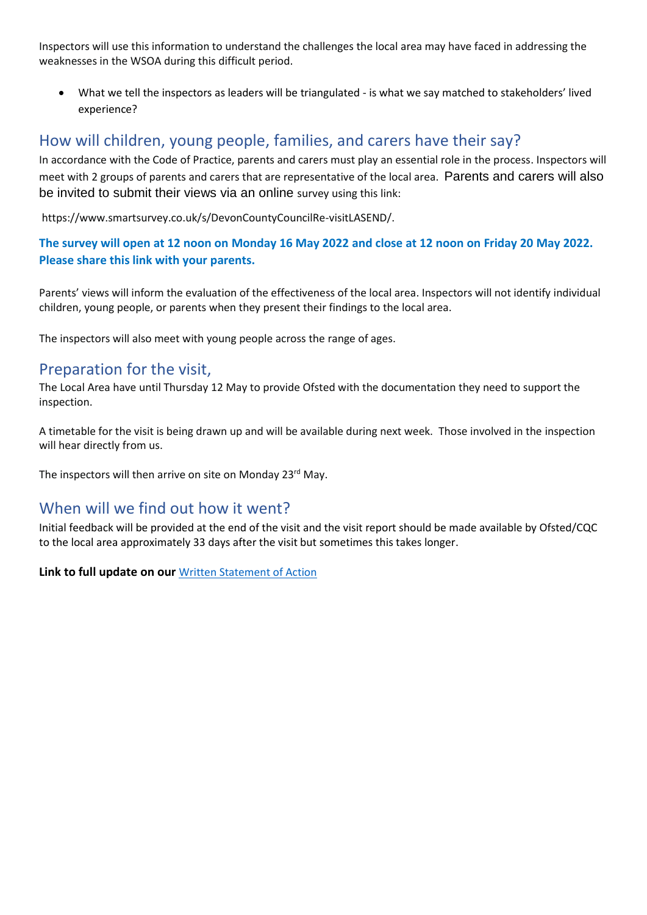Inspectors will use this information to understand the challenges the local area may have faced in addressing the weaknesses in the WSOA during this difficult period.

- What we tell the inspectors as leaders will be triangulated - is what we say matched to stakeholders' lived experience?

## How will children, young people, families, and carers have their say?

In accordance with the Code of Practice, parents and carers must play an essential role in the process. Inspectors will meet with 2 groups of parents and carers that are representative of the local area. Parents and carers will also be invited to submit their views via an online survey using this link:

https://www.smartsurvey.co.uk/s/DevonCountyCouncilRe-visitLASEND/.

**The survey will open at 12 noon on Monday 16 May 2022 and close at 12 noon on Friday 20 May 2022. Please share this link with your parents.**

Parents' views will inform the evaluation of the effectiveness of the local area. Inspectors will not identify individual children, young people, or parents when they present their findings to the local area.

The inspectors will also meet with young people across the range of ages.

## Preparation for the visit,

The Local Area have until Thursday 12 May to provide Ofsted with the documentation they need to support the inspection.

A timetable for the visit is being drawn up and will be available during next week. Those involved in the inspection will hear directly from us.

The inspectors will then arrive on site on Monday 23rd May.

## When will we find out how it went?

Initial feedback will be provided at the end of the visit and the visit report should be made available by Ofsted/CQC to the local area approximately 33 days after the visit but sometimes this takes longer.

**Link to full update on our** Written Statement of Action